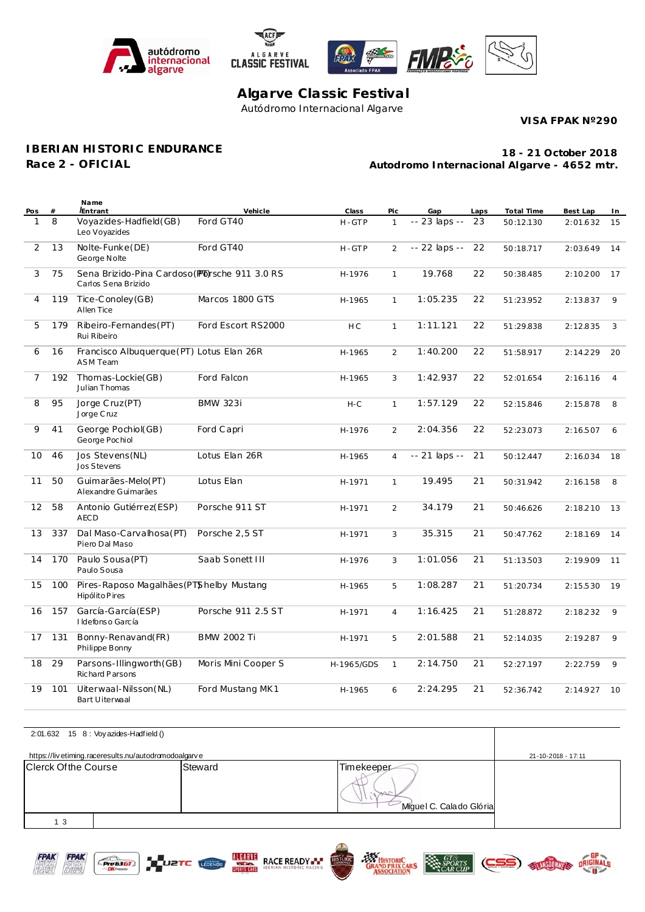# Algarve Classic Festival

Autódromo Internacional Algarve

**VISA FPAK Nº290**

**IBERIAN HISTORIC ENDURANCE**

**Race 2 - OFICIAL**

**18 - 21 October 2018**

**Autodromo Internacional Algarve - 4652 mtr.**

| Pos | # | Name / Entrant | Vehicle | Class | Pic | Gap | Laps | Total Time | Best Lap | In |
|---|---|---|---|---|---|---|---|---|---|---|
| 1 | 8 | Voyazides-Hadfield(GB) Leo Voyazides | Ford GT40 | H-GTP | 1 | -- 23 laps -- | 23 | 50:12.130 | 2:01.632 | 15 |
| 2 | 13 | Nolte-Funke(DE) George Nolte | Ford GT40 | H-GTP | 2 | -- 22 laps -- | 22 | 50:18.717 | 2:03.649 | 14 |
| 3 | 75 | Sena Brizido-Pina Cardoso(PT) Carlos Sena Brizido | Porsche 911 3.0 RS | H-1976 | 1 | 19.768 | 22 | 50:38.485 | 2:10.200 | 17 |
| 4 | 119 | Tice-Conoley(GB) Allen Tice | Marcos 1800 GTS | H-1965 | 1 | 1:05.235 | 22 | 51:23.952 | 2:13.837 | 9 |
| 5 | 179 | Ribeiro-Fernandes(PT) Rui Ribeiro | Ford Escort RS2000 | H C | 1 | 1:11.121 | 22 | 51:29.838 | 2:12.835 | 3 |
| 6 | 16 | Francisco Albuquerque(PT) ASM Team | Lotus Elan 26R | H-1965 | 2 | 1:40.200 | 22 | 51:58.917 | 2:14.229 | 20 |
| 7 | 192 | Thomas-Lockie(GB) Julian Thomas | Ford Falcon | H-1965 | 3 | 1:42.937 | 22 | 52:01.654 | 2:16.116 | 4 |
| 8 | 95 | Jorge Cruz(PT) Jorge Cruz | BMW 323i | H-C | 1 | 1:57.129 | 22 | 52:15.846 | 2:15.878 | 8 |
| 9 | 41 | George Pochiol(GB) George Pochiol | Ford Capri | H-1976 | 2 | 2:04.356 | 22 | 52:23.073 | 2:16.507 | 6 |
| 10 | 46 | Jos Stevens(NL) Jos Stevens | Lotus Elan 26R | H-1965 | 4 | -- 21 laps -- | 21 | 50:12.447 | 2:16.034 | 18 |
| 11 | 50 | Guimarães-Melo(PT) Alexandre Guimarães | Lotus Elan | H-1971 | 1 | 19.495 | 21 | 50:31.942 | 2:16.158 | 8 |
| 12 | 58 | Antonio Gutiérrez(ESP) AECD | Porsche 911 ST | H-1971 | 2 | 34.179 | 21 | 50:46.626 | 2:18.210 | 13 |
| 13 | 337 | Dal Maso-Carvalhosa(PT) Piero Dal Maso | Porsche 2,5 ST | H-1971 | 3 | 35.315 | 21 | 50:47.762 | 2:18.169 | 14 |
| 14 | 170 | Paulo Sousa(PT) Paulo Sousa | Saab Sonett III | H-1976 | 3 | 1:01.056 | 21 | 51:13.503 | 2:19.909 | 11 |
| 15 | 100 | Pires-Raposo Magalhães(PT) Hipólito Pires | Shelby Mustang | H-1965 | 5 | 1:08.287 | 21 | 51:20.734 | 2:15.530 | 19 |
| 16 | 157 | García-García(ESP) Ildefonso García | Porsche 911 2.5 ST | H-1971 | 4 | 1:16.425 | 21 | 51:28.872 | 2:18.232 | 9 |
| 17 | 131 | Bonny-Renavand(FR) Philippe Bonny | BMW 2002 Ti | H-1971 | 5 | 2:01.588 | 21 | 52:14.035 | 2:19.287 | 9 |
| 18 | 29 | Parsons-Illingworth(GB) Richard Parsons | Moris Mini Cooper S | H-1965/GDS | 1 | 2:14.750 | 21 | 52:27.197 | 2:22.759 | 9 |
| 19 | 101 | Uiterwaal-Nilsson(NL) Bart Uiterwaal | Ford Mustang MK1 | H-1965 | 6 | 2:24.295 | 21 | 52:36.742 | 2:14.927 | 10 |

2:01.632 15 8 : Voyazides-Hadfield ()

https://livetiming.raceresults.nu/autodromodoalgarve

21-10-2018 - 17:11

| Clerck Of the Course | Steward | Timekeeper |
|---|---|---|
| | | Miguel C. Calado Glória |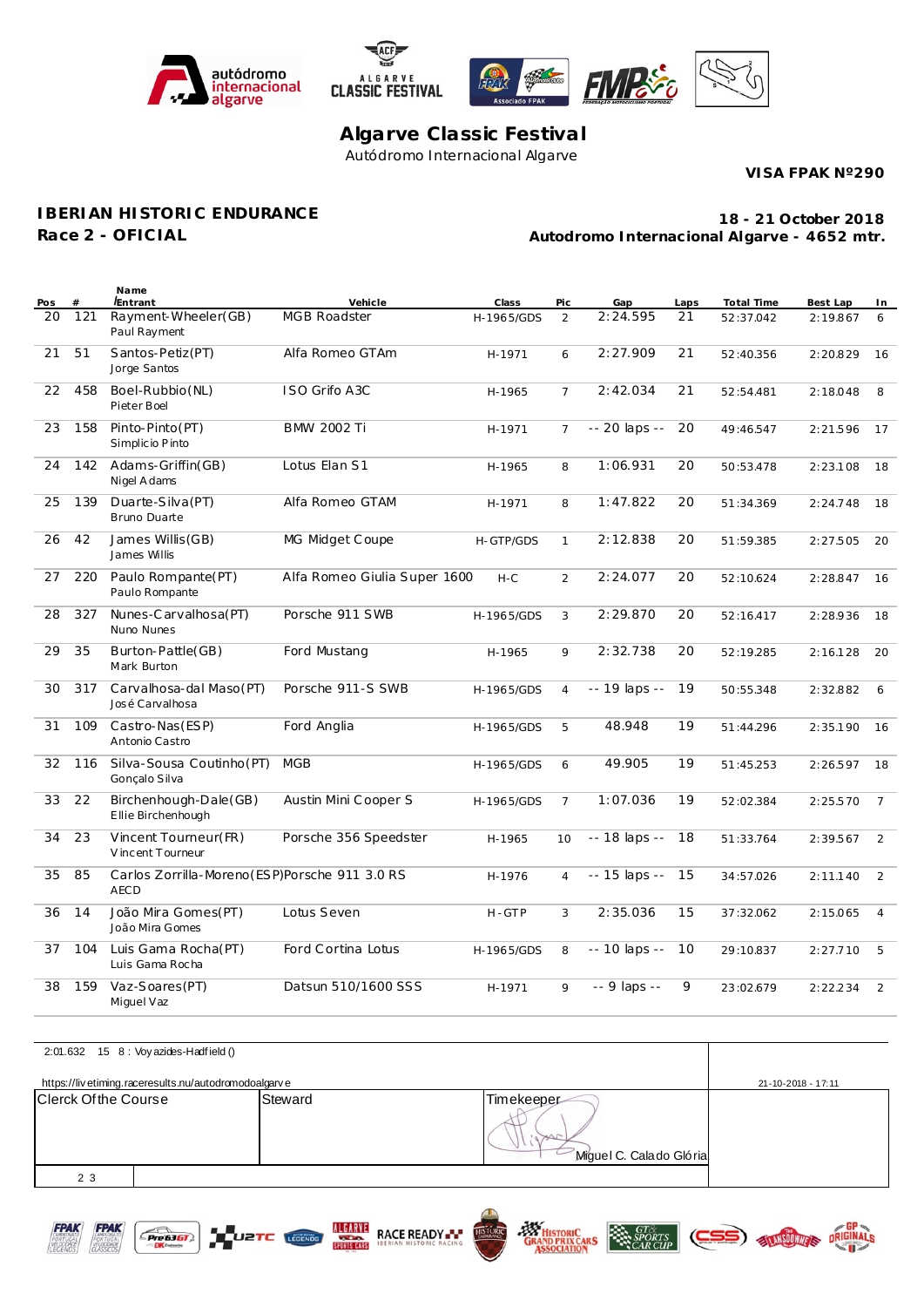# Algarve Classic Festival

Autódromo Internacional Algarve

**VISA FPAK Nº290**

**IBERIAN HISTORIC ENDURANCE**
**Race 2 - OFICIAL**

**18 - 21 October 2018**
**Autodromo Internacional Algarve - 4652 mtr.**

| Pos | # | Name / Entrant | Vehicle | Class | Pic | Gap | Laps | Total Time | Best Lap | In |
|---|---|---|---|---|---|---|---|---|---|---|
| 20 | 121 | Rayment-Wheeler(GB) Paul Rayment | MGB Roadster | H-1965/GDS | 2 | 2:24.595 | 21 | 52:37.042 | 2:19.867 | 6 |
| 21 | 51 | Santos-Petiz(PT) Jorge Santos | Alfa Romeo GTAm | H-1971 | 6 | 2:27.909 | 21 | 52:40.356 | 2:20.829 | 16 |
| 22 | 458 | Boel-Rubbio(NL) Pieter Boel | ISO Grifo A3C | H-1965 | 7 | 2:42.034 | 21 | 52:54.481 | 2:18.048 | 8 |
| 23 | 158 | Pinto-Pinto(PT) Simplicio Pinto | BMW 2002 Ti | H-1971 | 7 | -- 20 laps -- | 20 | 49:46.547 | 2:21.596 | 17 |
| 24 | 142 | Adams-Griffin(GB) Nigel Adams | Lotus Elan S1 | H-1965 | 8 | 1:06.931 | 20 | 50:53.478 | 2:23.108 | 18 |
| 25 | 139 | Duarte-Silva(PT) Bruno Duarte | Alfa Romeo GTAM | H-1971 | 8 | 1:47.822 | 20 | 51:34.369 | 2:24.748 | 18 |
| 26 | 42 | James Willis(GB) James Willis | MG Midget Coupe | H-GTP/GDS | 1 | 2:12.838 | 20 | 51:59.385 | 2:27.505 | 20 |
| 27 | 220 | Paulo Rompante(PT) Paulo Rompante | Alfa Romeo Giulia Super 1600 | H-C | 2 | 2:24.077 | 20 | 52:10.624 | 2:28.847 | 16 |
| 28 | 327 | Nunes-Carvalhosa(PT) Nuno Nunes | Porsche 911 SWB | H-1965/GDS | 3 | 2:29.870 | 20 | 52:16.417 | 2:28.936 | 18 |
| 29 | 35 | Burton-Pattle(GB) Mark Burton | Ford Mustang | H-1965 | 9 | 2:32.738 | 20 | 52:19.285 | 2:16.128 | 20 |
| 30 | 317 | Carvalhosa-dal Maso(PT) José Carvalhosa | Porsche 911-S SWB | H-1965/GDS | 4 | -- 19 laps -- | 19 | 50:55.348 | 2:32.882 | 6 |
| 31 | 109 | Castro-Nas(ESP) Antonio Castro | Ford Anglia | H-1965/GDS | 5 | 48.948 | 19 | 51:44.296 | 2:35.190 | 16 |
| 32 | 116 | Silva-Sousa Coutinho(PT) Gonçalo Silva | MGB | H-1965/GDS | 6 | 49.905 | 19 | 51:45.253 | 2:26.597 | 18 |
| 33 | 22 | Birchenhough-Dale(GB) Ellie Birchenhough | Austin Mini Cooper S | H-1965/GDS | 7 | 1:07.036 | 19 | 52:02.384 | 2:25.570 | 7 |
| 34 | 23 | Vincent Tourneur(FR) Vincent Tourneur | Porsche 356 Speedster | H-1965 | 10 | -- 18 laps -- | 18 | 51:33.764 | 2:39.567 | 2 |
| 35 | 85 | Carlos Zorrilla-Moreno(ESP) AECD | Porsche 911 3.0 RS | H-1976 | 4 | -- 15 laps -- | 15 | 34:57.026 | 2:11.140 | 2 |
| 36 | 14 | João Mira Gomes(PT) João Mira Gomes | Lotus Seven | H-GTP | 3 | 2:35.036 | 15 | 37:32.062 | 2:15.065 | 4 |
| 37 | 104 | Luis Gama Rocha(PT) Luis Gama Rocha | Ford Cortina Lotus | H-1965/GDS | 8 | -- 10 laps -- | 10 | 29:10.837 | 2:27.710 | 5 |
| 38 | 159 | Vaz-Soares(PT) Miguel Vaz | Datsun 510/1600 SSS | H-1971 | 9 | -- 9 laps -- | 9 | 23:02.679 | 2:22.234 | 2 |

2:01.632 15 8 : Voyazides-Hadfield ()

https://livetiming.raceresults.nu/autodromodoalgarve

21-10-2018 - 17:11

| Clerck Of the Course | Steward | Timekeeper |
|---|---|---|
| | | Miguel C. Calado Glória |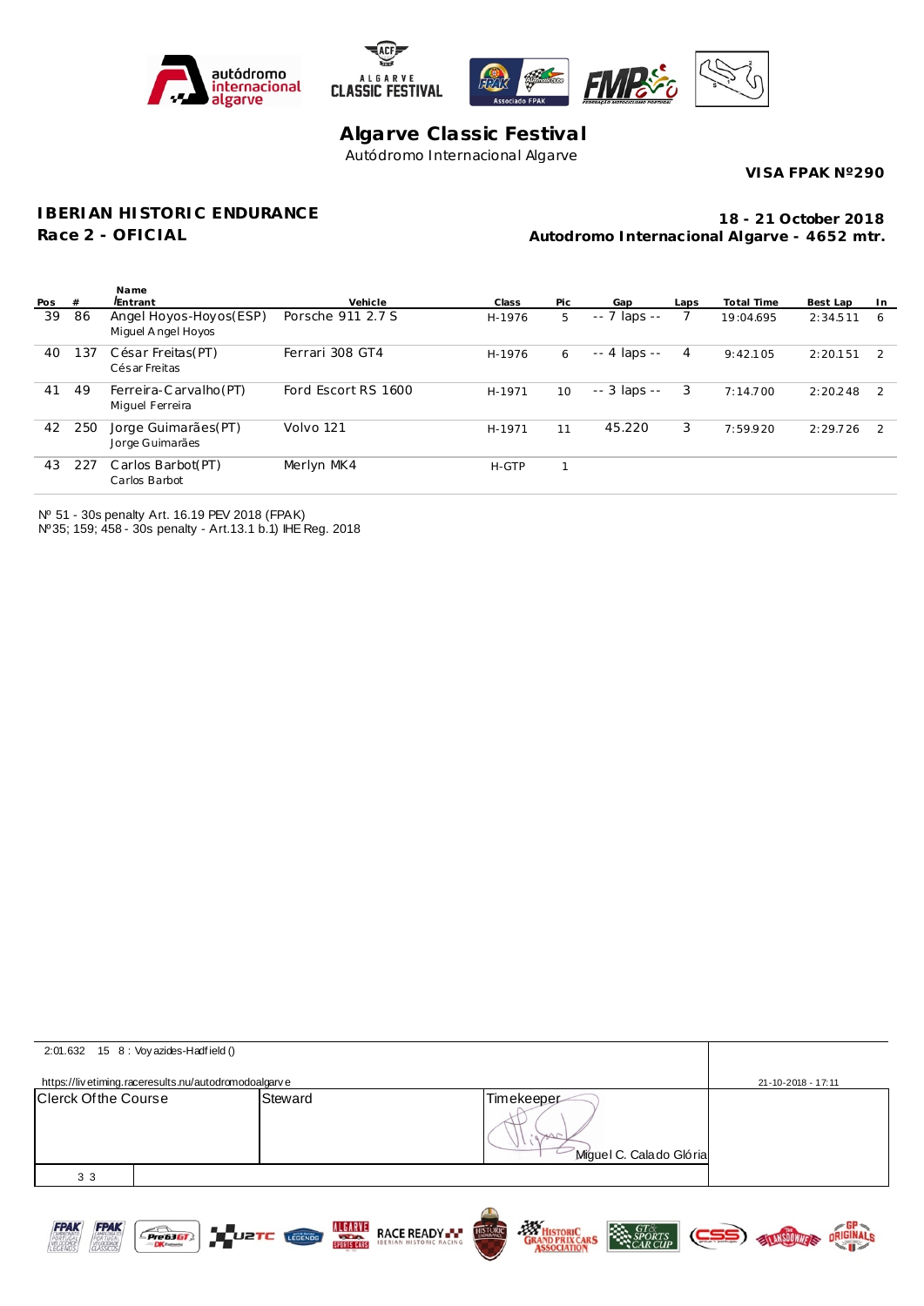# Algarve Classic Festival

Autódromo Internacional Algarve

**VISA FPAK Nº290**

## IBERIAN HISTORIC ENDURANCE

**Race 2 - OFICIAL**

**18 - 21 October 2018**

**Autodromo Internacional Algarve - 4652 mtr.**

| Pos | # | Name / Entrant | Vehicle | Class | Pic | Gap | Laps | Total Time | Best Lap | In |
|---|---|---|---|---|---|---|---|---|---|---|
| 39 | 86 | Angel Hoyos-Hoyos(ESP)<br>Miguel Angel Hoyos | Porsche 911 2.7 S | H-1976 | 5 | -- 7 laps -- | 7 | 19:04.695 | 2:34.511 | 6 |
| 40 | 137 | César Freitas(PT)<br>César Freitas | Ferrari 308 GT4 | H-1976 | 6 | -- 4 laps -- | 4 | 9:42.105 | 2:20.151 | 2 |
| 41 | 49 | Ferreira-Carvalho(PT)<br>Miguel Ferreira | Ford Escort RS 1600 | H-1971 | 10 | -- 3 laps -- | 3 | 7:14.700 | 2:20.248 | 2 |
| 42 | 250 | Jorge Guimarães(PT)<br>Jorge Guimarães | Volvo 121 | H-1971 | 11 | 45.220 | 3 | 7:59.920 | 2:29.726 | 2 |
| 43 | 227 | Carlos Barbot(PT)<br>Carlos Barbot | Merlyn MK4 | H-GTP | 1 | | | | | |

Nº 51 - 30s penalty Art. 16.19 PEV 2018 (FPAK)

Nº35; 159; 458 - 30s penalty - Art.13.1 b.1) IHE Reg. 2018

2:01.632 15 8 : Voyazides-Hadfield ()

https://livetiming.raceresults.nu/autodromodoalgarve

21-10-2018 - 17:11

| Clerck Of the Course | Steward | Timekeeper |
|---|---|---|
| | | Miguel C. Calado Glória |